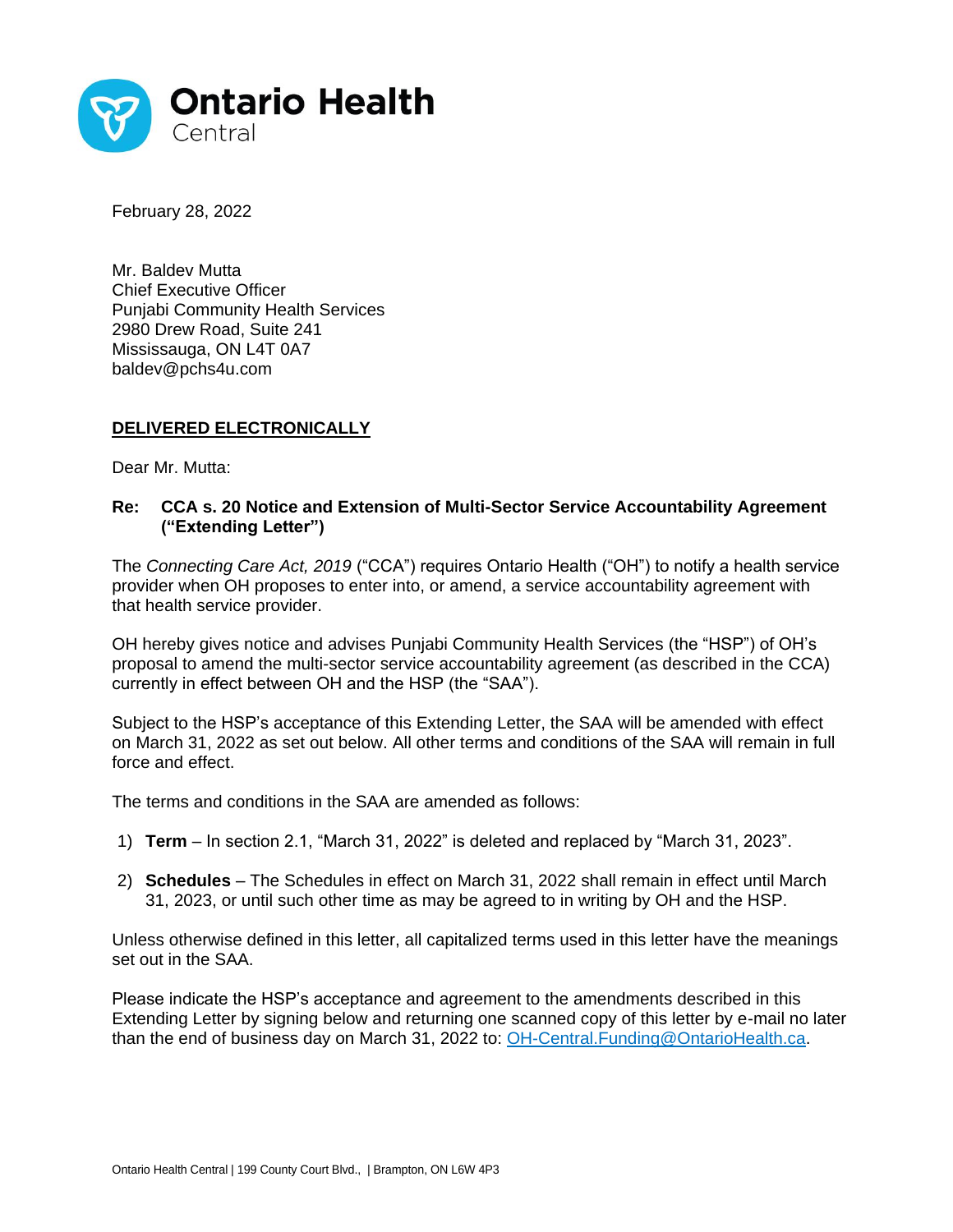**Ontario Health**
Central

February 28, 2022

Mr. Baldev Mutta
Chief Executive Officer
Punjabi Community Health Services
2980 Drew Road, Suite 241
Mississauga, ON L4T 0A7
baldev@pchs4u.com

**<u>DELIVERED ELECTRONICALLY</u>**

Dear Mr. Mutta:

**Re: CCA s. 20 Notice and Extension of Multi-Sector Service Accountability Agreement ("Extending Letter")**

The *Connecting Care Act, 2019* ("CCA") requires Ontario Health ("OH") to notify a health service provider when OH proposes to enter into, or amend, a service accountability agreement with that health service provider.

OH hereby gives notice and advises Punjabi Community Health Services (the "HSP") of OH's proposal to amend the multi-sector service accountability agreement (as described in the CCA) currently in effect between OH and the HSP (the "SAA").

Subject to the HSP's acceptance of this Extending Letter, the SAA will be amended with effect on March 31, 2022 as set out below. All other terms and conditions of the SAA will remain in full force and effect.

The terms and conditions in the SAA are amended as follows:

1) **Term** – In section 2.1, "March 31, 2022" is deleted and replaced by "March 31, 2023".

2) **Schedules** – The Schedules in effect on March 31, 2022 shall remain in effect until March 31, 2023, or until such other time as may be agreed to in writing by OH and the HSP.

Unless otherwise defined in this letter, all capitalized terms used in this letter have the meanings set out in the SAA.

Please indicate the HSP's acceptance and agreement to the amendments described in this Extending Letter by signing below and returning one scanned copy of this letter by e-mail no later than the end of business day on March 31, 2022 to: [OH-Central.Funding@OntarioHealth.ca](mailto:OH-Central.Funding@OntarioHealth.ca).

Ontario Health Central | 199 County Court Blvd., | Brampton, ON L6W 4P3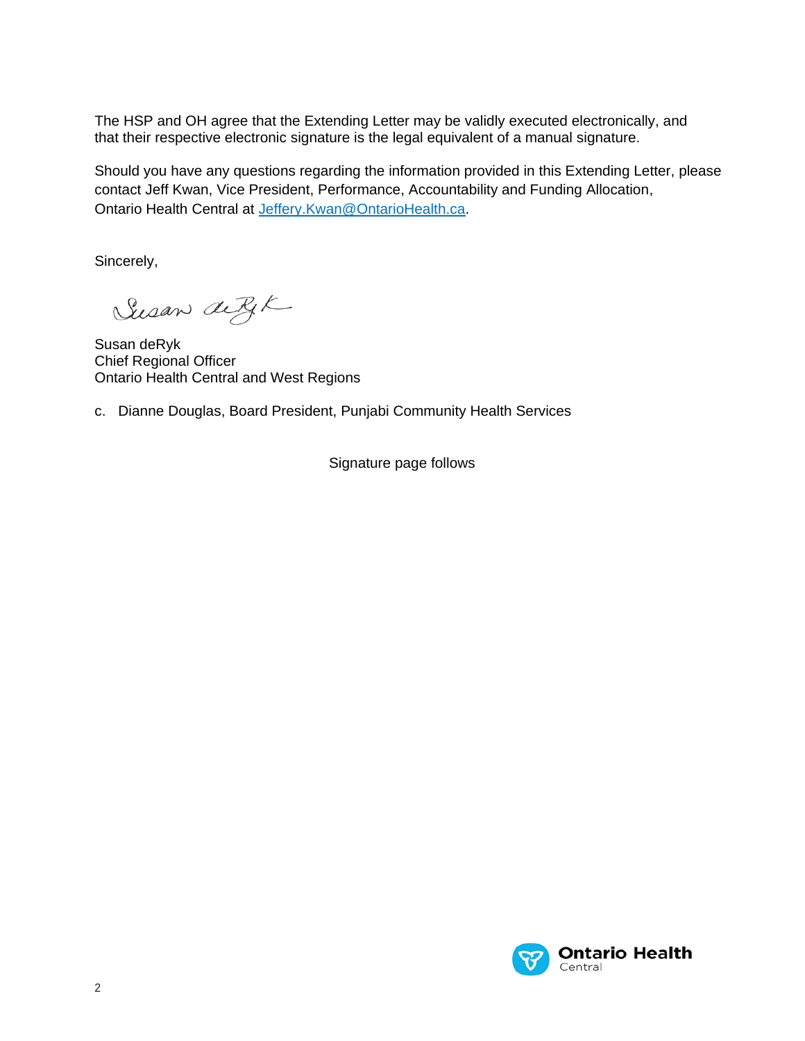The HSP and OH agree that the Extending Letter may be validly executed electronically, and that their respective electronic signature is the legal equivalent of a manual signature.

Should you have any questions regarding the information provided in this Extending Letter, please contact Jeff Kwan, Vice President, Performance, Accountability and Funding Allocation, Ontario Health Central at [Jeffery.Kwan@OntarioHealth.ca](mailto:Jeffery.Kwan@OntarioHealth.ca).

Sincerely,

Susan deRyk  
Chief Regional Officer  
Ontario Health Central and West Regions

c. Dianne Douglas, Board President, Punjabi Community Health Services

Signature page follows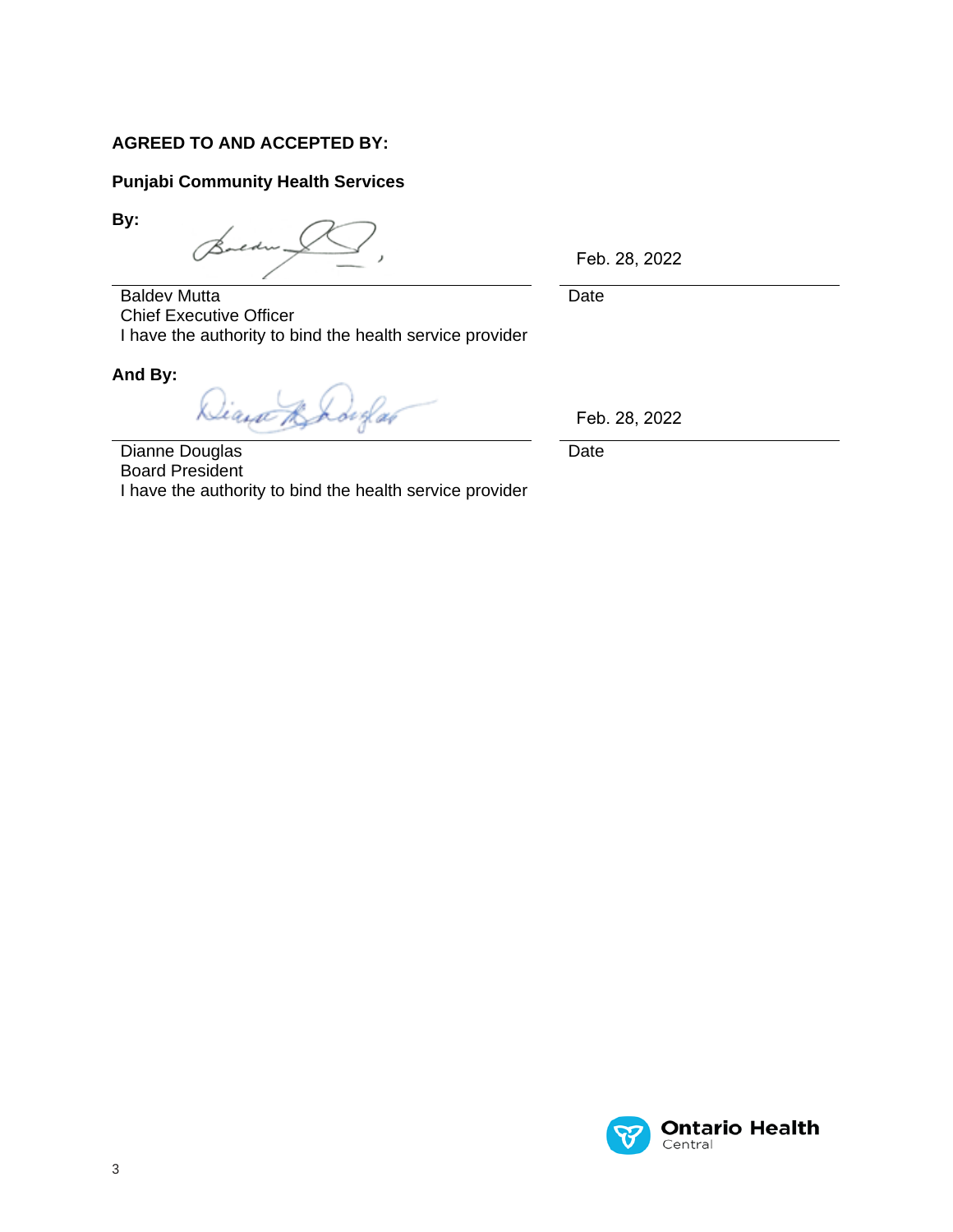**AGREED TO AND ACCEPTED BY:**

**Punjabi Community Health Services**

**By:**

| | |
|---|---|
| Baldev Mutta<br>Chief Executive Officer<br>I have the authority to bind the health service provider | Feb. 28, 2022<br>Date |

**And By:**

| | |
|---|---|
| Dianne Douglas<br>Board President<br>I have the authority to bind the health service provider | Feb. 28, 2022<br>Date |

Ontario Health
Central